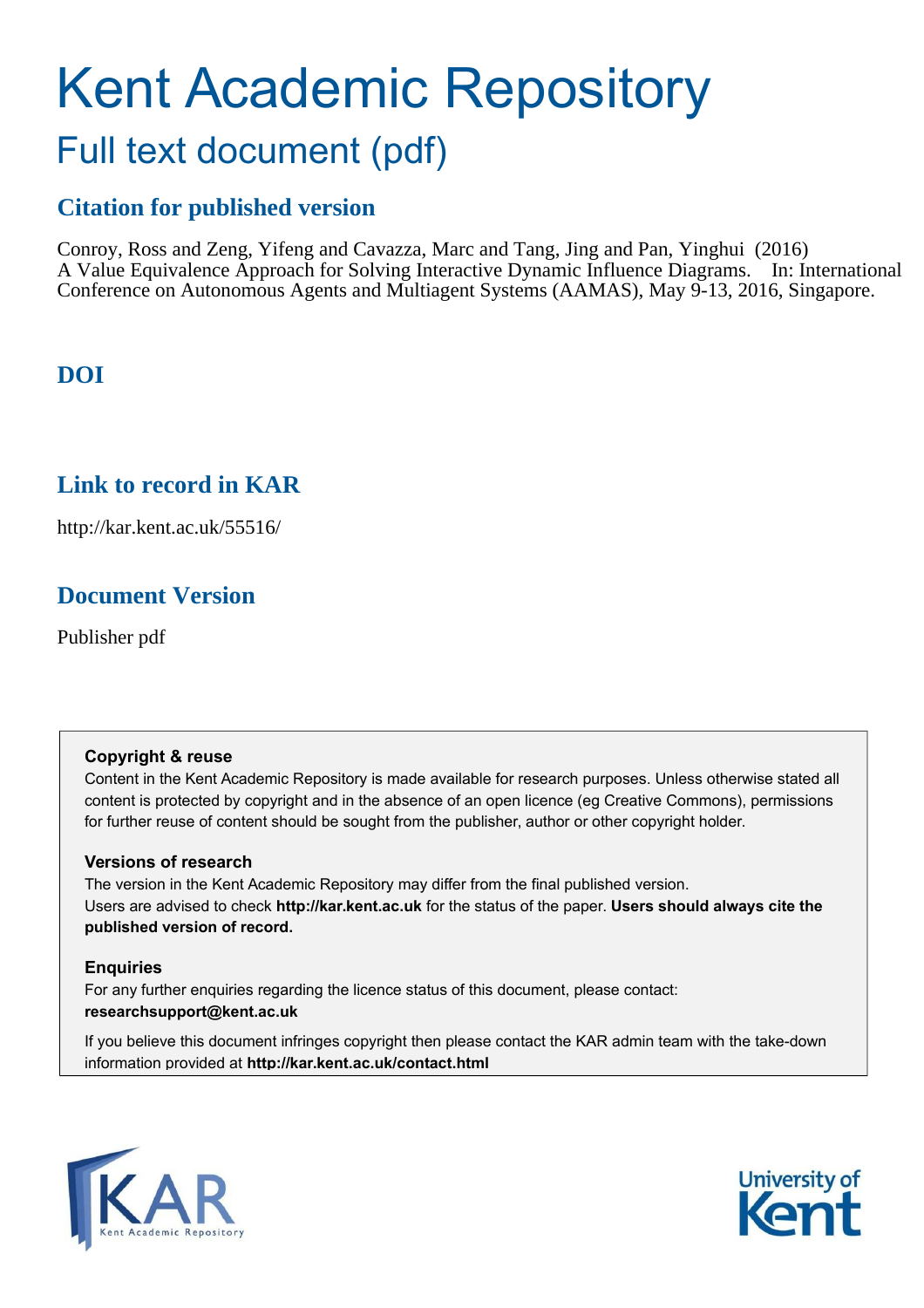# Kent Academic Repository

## Full text document (pdf)

### Citation for published version

Conroy, Ross and Zeng, Yifeng and Cavazza, Marc and Tang, Jing and Pan, Yinghui (2016) A Value Equivalence Approach for Solving Interactive Dynamic Influence Diagrams. In: International Conference on Autonomous Agents and Multiagent Systems (AAMAS), May 9-13, 2016, Singapore.

### DOI

### Link to record in KAR

http://kar.kent.ac.uk/55516/

### Document Version

Publisher pdf

**Copyright & reuse**

Content in the Kent Academic Repository is made available for research purposes. Unless otherwise stated all content is protected by copyright and in the absence of an open licence (eg Creative Commons), permissions for further reuse of content should be sought from the publisher, author or other copyright holder.

**Versions of research**

The version in the Kent Academic Repository may differ from the final published version. Users are advised to check **http://kar.kent.ac.uk** for the status of the paper. **Users should always cite the published version of record.**

**Enquiries**

For any further enquiries regarding the licence status of this document, please contact: **researchsupport@kent.ac.uk**

If you believe this document infringes copyright then please contact the KAR admin team with the take-down information provided at **http://kar.kent.ac.uk/contact.html**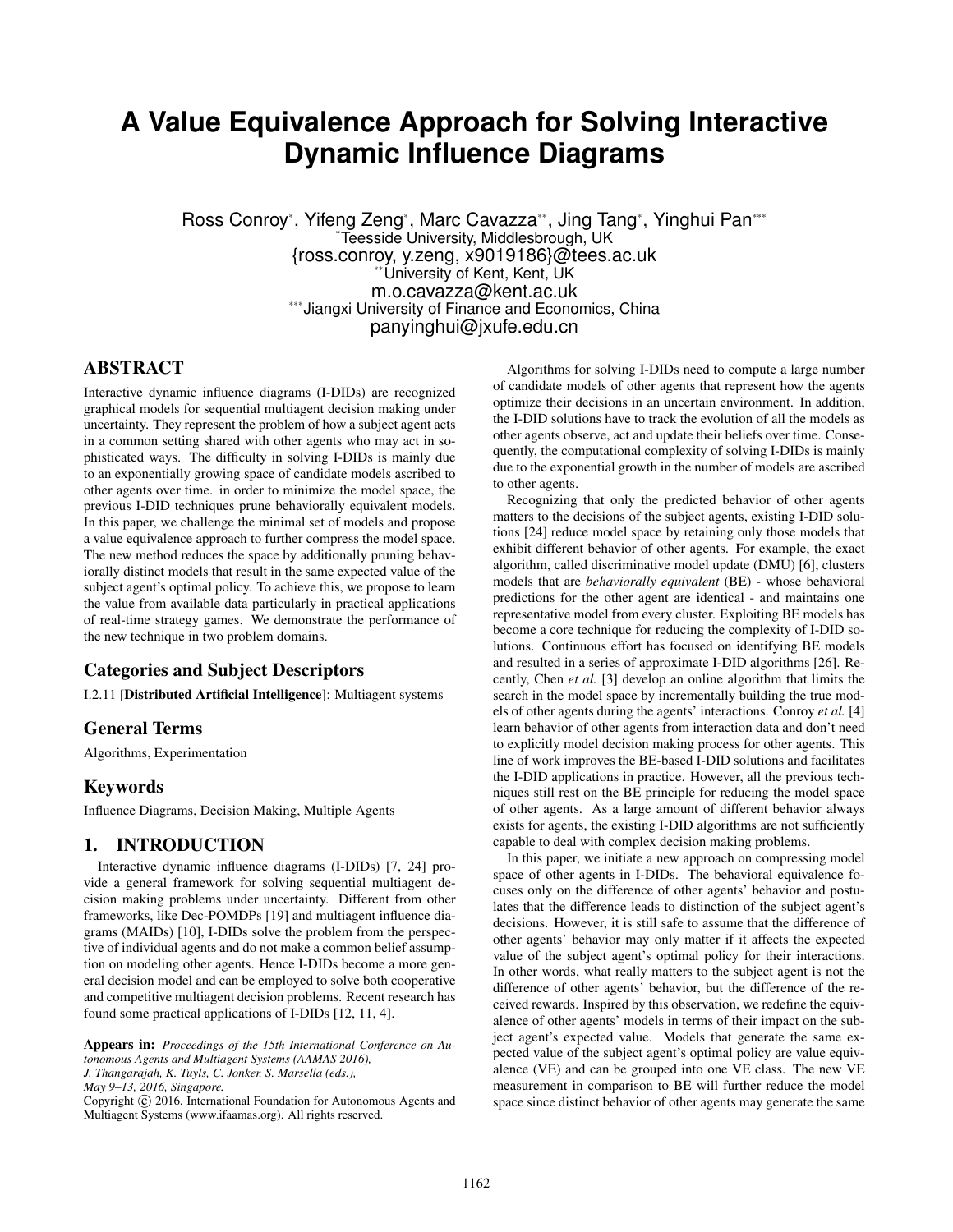# A Value Equivalence Approach for Solving Interactive Dynamic Influence Diagrams

Ross Conroy[*], Yifeng Zeng[*], Marc Cavazza[**], Jing Tang[*], Yinghui Pan[***]

[*]Teesside University, Middlesbrough, UK

{ross.conroy, y.zeng, x9019186}@tees.ac.uk

[**]University of Kent, Kent, UK

m.o.cavazza@kent.ac.uk

[***]Jiangxi University of Finance and Economics, China

panyinghui@jxufe.edu.cn

## ABSTRACT

Interactive dynamic influence diagrams (I-DIDs) are recognized graphical models for sequential multiagent decision making under uncertainty. They represent the problem of how a subject agent acts in a common setting shared with other agents who may act in sophisticated ways. The difficulty in solving I-DIDs is mainly due to an exponentially growing space of candidate models ascribed to other agents over time. in order to minimize the model space, the previous I-DID techniques prune behaviorally equivalent models. In this paper, we challenge the minimal set of models and propose a value equivalence approach to further compress the model space. The new method reduces the space by additionally pruning behaviorally distinct models that result in the same expected value of the subject agent's optimal policy. To achieve this, we propose to learn the value from available data particularly in practical applications of real-time strategy games. We demonstrate the performance of the new technique in two problem domains.

## Categories and Subject Descriptors

I.2.11 [**Distributed Artificial Intelligence**]: Multiagent systems

## General Terms

Algorithms, Experimentation

## Keywords

Influence Diagrams, Decision Making, Multiple Agents

## 1. INTRODUCTION

Interactive dynamic influence diagrams (I-DIDs) [7, 24] provide a general framework for solving sequential multiagent decision making problems under uncertainty. Different from other frameworks, like Dec-POMDPs [19] and multiagent influence diagrams (MAIDs) [10], I-DIDs solve the problem from the perspective of individual agents and do not make a common belief assumption on modeling other agents. Hence I-DIDs become a more general decision model and can be employed to solve both cooperative and competitive multiagent decision problems. Recent research has found some practical applications of I-DIDs [12, 11, 4].

**Appears in:** *Proceedings of the 15th International Conference on Autonomous Agents and Multiagent Systems (AAMAS 2016), J. Thangarajah, K. Tuyls, C. Jonker, S. Marsella (eds.), May 9–13, 2016, Singapore.*
Copyright © 2016, International Foundation for Autonomous Agents and Multiagent Systems (www.ifaamas.org). All rights reserved.

Algorithms for solving I-DIDs need to compute a large number of candidate models of other agents that represent how the agents optimize their decisions in an uncertain environment. In addition, the I-DID solutions have to track the evolution of all the models as other agents observe, act and update their beliefs over time. Consequently, the computational complexity of solving I-DIDs is mainly due to the exponential growth in the number of models are ascribed to other agents.

Recognizing that only the predicted behavior of other agents matters to the decisions of the subject agents, existing I-DID solutions [24] reduce model space by retaining only those models that exhibit different behavior of other agents. For example, the exact algorithm, called discriminative model update (DMU) [6], clusters models that are *behaviorally equivalent* (BE) - whose behavioral predictions for the other agent are identical - and maintains one representative model from every cluster. Exploiting BE models has become a core technique for reducing the complexity of I-DID solutions. Continuous effort has focused on identifying BE models and resulted in a series of approximate I-DID algorithms [26]. Recently, Chen *et al.* [3] develop an online algorithm that limits the search in the model space by incrementally building the true models of other agents during the agents' interactions. Conroy *et al.* [4] learn behavior of other agents from interaction data and don't need to explicitly model decision making process for other agents. This line of work improves the BE-based I-DID solutions and facilitates the I-DID applications in practice. However, all the previous techniques still rest on the BE principle for reducing the model space of other agents. As a large amount of different behavior always exists for agents, the existing I-DID algorithms are not sufficiently capable to deal with complex decision making problems.

In this paper, we initiate a new approach on compressing model space of other agents in I-DIDs. The behavioral equivalence focuses only on the difference of other agents' behavior and postulates that the difference leads to distinction of the subject agent's decisions. However, it is still safe to assume that the difference of other agents' behavior may only matter if it affects the expected value of the subject agent's optimal policy for their interactions. In other words, what really matters to the subject agent is not the difference of other agents' behavior, but the difference of the received rewards. Inspired by this observation, we redefine the equivalence of other agents' models in terms of their impact on the subject agent's expected value. Models that generate the same expected value of the subject agent's optimal policy are value equivalence (VE) and can be grouped into one VE class. The new VE measurement in comparison to BE will further reduce the model space since distinct behavior of other agents may generate the same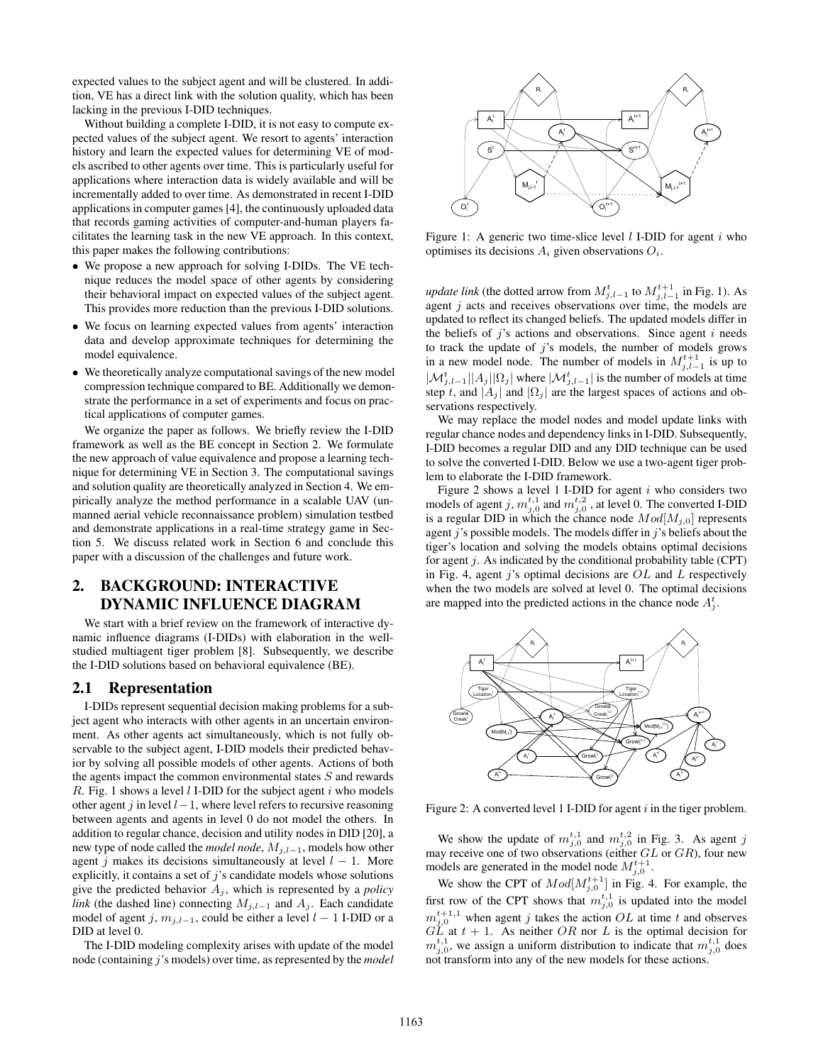expected values to the subject agent and will be clustered. In addition, VE has a direct link with the solution quality, which has been lacking in the previous I-DID techniques.

Without building a complete I-DID, it is not easy to compute expected values of the subject agent. We resort to agents' interaction history and learn the expected values for determining VE of models ascribed to other agents over time. This is particularly useful for applications where interaction data is widely available and will be incrementally added to over time. As demonstrated in recent I-DID applications in computer games [4], the continuously uploaded data that records gaming activities of computer-and-human players facilitates the learning task in the new VE approach. In this context, this paper makes the following contributions:

- We propose a new approach for solving I-DIDs. The VE technique reduces the model space of other agents by considering their behavioral impact on expected values of the subject agent. This provides more reduction than the previous I-DID solutions.
- We focus on learning expected values from agents' interaction data and develop approximate techniques for determining the model equivalence.
- We theoretically analyze computational savings of the new model compression technique compared to BE. Additionally we demonstrate the performance in a set of experiments and focus on practical applications of computer games.

We organize the paper as follows. We briefly review the I-DID framework as well as the BE concept in Section 2. We formulate the new approach of value equivalence and propose a learning technique for determining VE in Section 3. The computational savings and solution quality are theoretically analyzed in Section 4. We empirically analyze the method performance in a scalable UAV (unmanned aerial vehicle reconnaissance problem) simulation testbed and demonstrate applications in a real-time strategy game in Section 5. We discuss related work in Section 6 and conclude this paper with a discussion of the challenges and future work.

## 2. BACKGROUND: INTERACTIVE DYNAMIC INFLUENCE DIAGRAM

We start with a brief review on the framework of interactive dynamic influence diagrams (I-DIDs) with elaboration in the well-studied multiagent tiger problem [8]. Subsequently, we describe the I-DID solutions based on behavioral equivalence (BE).

### 2.1 Representation

I-DIDs represent sequential decision making problems for a subject agent who interacts with other agents in an uncertain environment. As other agents act simultaneously, which is not fully observable to the subject agent, I-DID models their predicted behavior by solving all possible models of other agents. Actions of both the agents impact the common environmental states $S$ and rewards $R$. Fig. 1 shows a level $l$ I-DID for the subject agent $i$ who models other agent $j$ in level $l-1$, where level refers to recursive reasoning between agents and agents in level 0 do not model the others. In addition to regular chance, decision and utility nodes in DID [20], a new type of node called the *model node*, $M_{j,l-1}$, models how other agent $j$ makes its decisions simultaneously at level $l-1$. More explicitly, it contains a set of $j$'s candidate models whose solutions give the predicted behavior $A_j$, which is represented by a *policy link* (the dashed line) connecting $M_{j,l-1}$ and $A_j$. Each candidate model of agent $j$, $m_{j,l-1}$, could be either a level $l-1$ I-DID or a DID at level 0.

The I-DID modeling complexity arises with update of the model node (containing $j$'s models) over time, as represented by the *model update link* (the dotted arrow from $M^t_{j,l-1}$ to $M^{t+1}_{j,l-1}$ in Fig. 1). As agent $j$ acts and receives observations over time, the models are updated to reflect its changed beliefs. The updated models differ in the beliefs of $j$'s actions and observations. Since agent $i$ needs to track the update of $j$'s models, the number of models grows in a new model node. The number of models in $M^{t+1}_{j,l-1}$ is up to $|\mathcal{M}^t_{j,l-1}||A_j||\Omega_j|$ where $|\mathcal{M}^t_{j,l-1}|$ is the number of models at time step $t$, and $|A_j|$ and $|\Omega_j|$ are the largest spaces of actions and observations respectively.

Figure 1: A generic two time-slice level $l$ I-DID for agent $i$ who optimises its decisions $A_i$ given observations $O_i$.

We may replace the model nodes and model update links with regular chance nodes and dependency links in I-DID. Subsequently, I-DID becomes a regular DID and any DID technique can be used to solve the converted I-DID. Below we use a two-agent tiger problem to elaborate the I-DID framework.

Figure 2 shows a level 1 I-DID for agent $i$ who considers two models of agent $j$, $m^{t,1}_{j,0}$ and $m^{t,2}_{j,0}$, at level 0. The converted I-DID is a regular DID in which the chance node $Mod[M_{j,0}]$ represents agent $j$'s possible models. The models differ in $j$'s beliefs about the tiger's location and solving the models obtains optimal decisions for agent $j$. As indicated by the conditional probability table (CPT) in Fig. 4, agent $j$'s optimal decisions are $OL$ and $L$ respectively when the two models are solved at level 0. The optimal decisions are mapped into the predicted actions in the chance node $A^t_j$.

Figure 2: A converted level 1 I-DID for agent $i$ in the tiger problem.

We show the update of $m^{t,1}_{j,0}$ and $m^{t,2}_{j,0}$ in Fig. 3. As agent $j$ may receive one of two observations (either $GL$ or $GR$), four new models are generated in the model node $M^{t+1}_{j,0}$.

We show the CPT of $Mod[M^{t+1}_{j,0}]$ in Fig. 4. For example, the first row of the CPT shows that $m^{t,1}_{j,0}$ is updated into the model $m^{t+1,1}_{j,0}$ when agent $j$ takes the action $OL$ at time $t$ and observes $GL$ at $t+1$. As neither $OR$ nor $L$ is the optimal decision for $m^{t,1}_{j,0}$, we assign a uniform distribution to indicate that $m^{t,1}_{j,0}$ does not transform into any of the new models for these actions.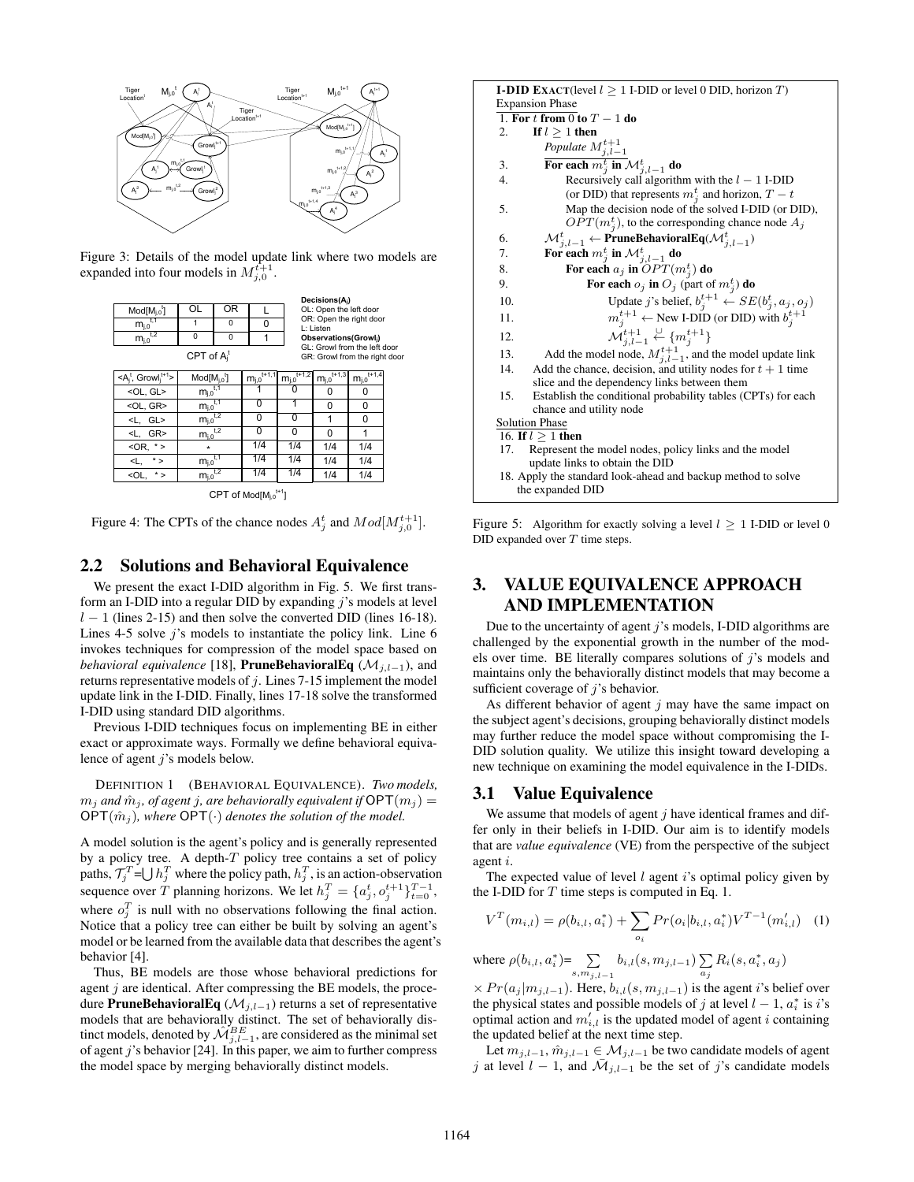Figure 3: Details of the model update link where two models are expanded into four models in $M_{j,0}^{t+1}$.

| Mod[$M_{j,0}^t$] | OL | OR | L |
|---|---|---|---|
| $m_{j,0}^{t,1}$ | 1 | 0 | 0 |
| $m_{j,0}^{t,2}$ | 0 | 0 | 1 |

CPT of $A_j^t$

**Decisions($A_j$)**
OL: Open the left door
OR: Open the right door
L: Listen
**Observations($Growl_j$)**
GL: Growl from the left door
GR: Growl from the right door

| <$A_j^t$, $Growl_j^{t+1}$> | Mod[$M_{j,0}^t$] | $m_{j,0}^{t+1,1}$ | $m_{j,0}^{t+1,2}$ | $m_{j,0}^{t+1,3}$ | $m_{j,0}^{t+1,4}$ |
|---|---|---|---|---|---|
| <OL, GL> | $m_{j,0}^{t,1}$ | 1 | 0 | 0 | 0 |
| <OL, GR> | $m_{j,0}^{t,1}$ | 0 | 1 | 0 | 0 |
| <L, GL> | $m_{j,0}^{t,2}$ | 0 | 0 | 1 | 0 |
| <L, GR> | $m_{j,0}^{t,2}$ | 0 | 0 | 0 | 1 |
| <OR, * > | * | 1/4 | 1/4 | 1/4 | 1/4 |
| <L, * > | $m_{j,0}^{t,1}$ | 1/4 | 1/4 | 1/4 | 1/4 |
| <OL, * > | $m_{j,0}^{t,2}$ | 1/4 | 1/4 | 1/4 | 1/4 |

CPT of Mod[$M_{j,0}^{t+1}$]

Figure 4: The CPTs of the chance nodes $A_j^t$ and $Mod[M_{j,0}^{t+1}]$.

## 2.2 Solutions and Behavioral Equivalence

We present the exact I-DID algorithm in Fig. 5. We first transform an I-DID into a regular DID by expanding $j$'s models at level $l-1$ (lines 2-15) and then solve the converted DID (lines 16-18). Lines 4-5 solve $j$'s models to instantiate the policy link. Line 6 invokes techniques for compression of the model space based on *behavioral equivalence* [18], **PruneBehavioralEq** ($\mathcal{M}_{j,l-1}$), and returns representative models of $j$. Lines 7-15 implement the model update link in the I-DID. Finally, lines 17-18 solve the transformed I-DID using standard DID algorithms.

Previous I-DID techniques focus on implementing BE in either exact or approximate ways. Formally we define behavioral equivalence of agent $j$'s models below.

DEFINITION 1 (BEHAVIORAL EQUIVALENCE). *Two models, $m_j$ and $\hat{m}_j$, of agent j, are behaviorally equivalent if $\mathsf{OPT}(m_j) = \mathsf{OPT}(\hat{m}_j)$, where $\mathsf{OPT}(\cdot)$ denotes the solution of the model.*

A model solution is the agent's policy and is generally represented by a policy tree. A depth-$T$ policy tree contains a set of policy paths, $\mathcal{T}_j^T$=$\bigcup h_j^T$ where the policy path, $h_j^T$, is an action-observation sequence over $T$ planning horizons. We let $h_j^T = \{a_j^t, o_j^{t+1}\}_{t=0}^{T-1}$, where $o_j^T$ is null with no observations following the final action. Notice that a policy tree can either be built by solving an agent's model or be learned from the available data that describes the agent's behavior [4].

Thus, BE models are those whose behavioral predictions for agent $j$ are identical. After compressing the BE models, the procedure **PruneBehavioralEq** ($\mathcal{M}_{j,l-1}$) returns a set of representative models that are behaviorally distinct. The set of behaviorally distinct models, denoted by $\hat{\mathcal{M}}_{j,l-1}^{BE}$, are considered as the minimal set of agent $j$'s behavior [24]. In this paper, we aim to further compress the model space by merging behaviorally distinct models.

**I-DID EXACT**(level $l \geq 1$ I-DID or level 0 DID, horizon $T$)

Expansion Phase
1. **For** $t$ **from** 0 **to** $T-1$ **do**
2. **If** $l \geq 1$ **then**
   *Populate* $M_{j,l-1}^{t+1}$
3. **For each** $m_j^t$ **in** $\mathcal{M}_{j,l-1}^t$ **do**
4. Recursively call algorithm with the $l-1$ I-DID (or DID) that represents $m_j^t$ and horizon, $T-t$
5. Map the decision node of the solved I-DID (or DID), $OPT(m_j^t)$, to the corresponding chance node $A_j$
6. $\mathcal{M}_{j,l-1}^t \leftarrow$ **PruneBehavioralEq**($\mathcal{M}_{j,l-1}^t$)
7. **For each** $m_j^t$ **in** $\mathcal{M}_{j,l-1}^t$ **do**
8. **For each** $a_j$ **in** $OPT(m_j^t)$ **do**
9. **For each** $o_j$ **in** $O_j$ (part of $m_j^t$) **do**
10. Update $j$'s belief, $b_j^{t+1} \leftarrow SE(b_j^t, a_j, o_j)$
11. $m_j^{t+1} \leftarrow$ New I-DID (or DID) with $b_j^{t+1}$
12. $\mathcal{M}_{j,l-1}^{t+1} \overset{\cup}{\leftarrow} \{m_j^{t+1}\}$
13. Add the model node, $M_{j,l-1}^{t+1}$, and the model update link
14. Add the chance, decision, and utility nodes for $t+1$ time slice and the dependency links between them
15. Establish the conditional probability tables (CPTs) for each chance and utility node

Solution Phase
16. **If** $l \geq 1$ **then**
17. Represent the model nodes, policy links and the model update links to obtain the DID
18. Apply the standard look-ahead and backup method to solve the expanded DID

Figure 5: Algorithm for exactly solving a level $l \geq 1$ I-DID or level 0 DID expanded over $T$ time steps.

## 3. VALUE EQUIVALENCE APPROACH AND IMPLEMENTATION

Due to the uncertainty of agent $j$'s models, I-DID algorithms are challenged by the exponential growth in the number of the models over time. BE literally compares solutions of $j$'s models and maintains only the behaviorally distinct models that may become a sufficient coverage of $j$'s behavior.

As different behavior of agent $j$ may have the same impact on the subject agent's decisions, grouping behaviorally distinct models may further reduce the model space without compromising the I-DID solution quality. We utilize this insight toward developing a new technique on examining the model equivalence in the I-DIDs.

### 3.1 Value Equivalence

We assume that models of agent $j$ have identical frames and differ only in their beliefs in I-DID. Our aim is to identify models that are *value equivalence* (VE) from the perspective of the subject agent $i$.

The expected value of level $l$ agent $i$'s optimal policy given by the I-DID for $T$ time steps is computed in Eq. 1.

$$V^T(m_{i,l}) = \rho(b_{i,l}, a_i^*) + \sum_{o_i} Pr(o_i|b_{i,l}, a_i^*)V^{T-1}(m'_{i,l}) \quad (1)$$

where $\rho(b_{i,l}, a_i^*)$= $\sum_{s,m_{j,l-1}} b_{i,l}(s, m_{j,l-1}) \sum_{a_j} R_i(s, a_i^*, a_j)$ $\times Pr(a_j|m_{j,l-1})$. Here, $b_{i,l}(s, m_{j,l-1})$ is the agent $i$'s belief over the physical states and possible models of $j$ at level $l-1$, $a_i^*$ is $i$'s optimal action and $m'_{i,l}$ is the updated model of agent $i$ containing the updated belief at the next time step.

Let $m_{j,l-1}, \hat{m}_{j,l-1} \in \mathcal{M}_{j,l-1}$ be two candidate models of agent $j$ at level $l-1$, and $\bar{\mathcal{M}}_{j,l-1}$ be the set of $j$'s candidate models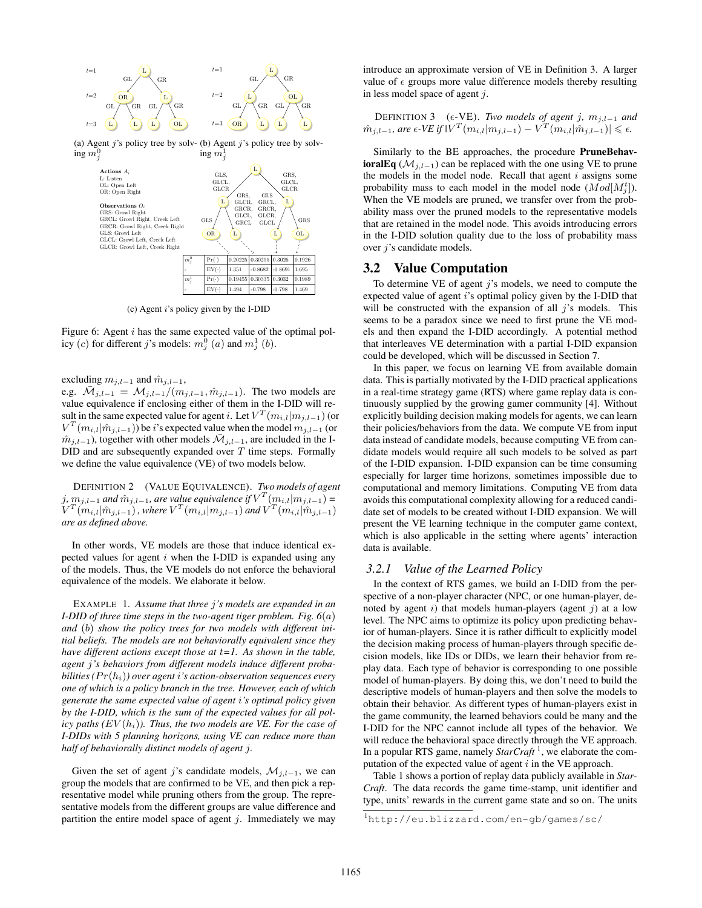(a) Agent $j$'s policy tree by solving $m_j^0$

(b) Agent $j$'s policy tree by solving $m_j^1$

Actions $A_i$
L: Listen
OL: Open Left
OR: Open Right

Observations $O_i$
GRS: Growl Right
GRCL: Growl Right, Creek Left
GRCR: Growl Right, Creek Right
GLS: Growl Left
GLCL: Growl Left, Creek Left
GLCR: Growl Left, Creek Right

| | | | | | |
|---|---|---|---|---|---|
| $m_j^0$ | $\Pr(\cdot)$ | 0.20225 | 0.30255 | 0.3026 | 0.1926 |
| - | EV$(\cdot)$ | 1.351 | -0.8682 | -0.8691 | 1.695 |
| $m_j^1$ | $\Pr(\cdot)$ | 0.19455 | 0.30335 | 0.3032 | 0.1989 |
| - | EV$(\cdot)$ | 1.494 | -0.798 | -0.798 | 1.469 |

(c) Agent $i$'s policy given by the I-DID

Figure 6: Agent $i$ has the same expected value of the optimal policy $(c)$ for different $j$'s models: $m_j^0$ $(a)$ and $m_j^1$ $(b)$.

excluding $m_{j,l-1}$ and $\hat{m}_{j,l-1}$, e.g. $\bar{\mathcal{M}}_{j,l-1} = \mathcal{M}_{j,l-1}/(m_{j,l-1}, \hat{m}_{j,l-1})$. The two models are value equivalence if enclosing either of them in the I-DID will result in the same expected value for agent $i$. Let $V^T(m_{i,l}|m_{j,l-1})$ (or $V^T(m_{i,l}|\hat{m}_{j,l-1})$) be $i$'s expected value when the model $m_{j,l-1}$ (or $\hat{m}_{j,l-1}$), together with other models $\bar{\mathcal{M}}_{j,l-1}$, are included in the I-DID and are subsequently expanded over $T$ time steps. Formally we define the value equivalence (VE) of two models below.

Definition 2 (Value Equivalence). *Two models of agent $j$, $m_{j,l-1}$ and $\hat{m}_{j,l-1}$, are value equivalence if $V^T(m_{i,l}|m_{j,l-1})$ = $V^T(m_{i,l}|\hat{m}_{j,l-1})$, where $V^T(m_{i,l}|m_{j,l-1})$ and $V^T(m_{i,l}|\hat{m}_{j,l-1})$ are as defined above.*

In other words, VE models are those that induce identical expected values for agent $i$ when the I-DID is expanded using any of the models. Thus, the VE models do not enforce the behavioral equivalence of the models. We elaborate it below.

Example 1. *Assume that three $j$'s models are expanded in an I-DID of three time steps in the two-agent tiger problem. Fig. 6$(a)$ and $(b)$ show the policy trees for two models with different initial beliefs. The models are not behaviorally equivalent since they have different actions except those at t=1. As shown in the table, agent $j$'s behaviors from different models induce different probabilities ($Pr(h_i)$) over agent $i$'s action-observation sequences every one of which is a policy branch in the tree. However, each of which generate the same expected value of agent $i$'s optimal policy given by the I-DID, which is the sum of the expected values for all policy paths ($EV(h_i)$). Thus, the two models are VE. For the case of I-DIDs with 5 planning horizons, using VE can reduce more than half of behaviorally distinct models of agent $j$.*

Given the set of agent $j$'s candidate models, $\mathcal{M}_{j,l-1}$, we can group the models that are confirmed to be VE, and then pick a representative model while pruning others from the group. The representative models from the different groups are value difference and partition the entire model space of agent $j$. Immediately we may introduce an approximate version of VE in Definition 3. A larger value of $\epsilon$ groups more value difference models thereby resulting in less model space of agent $j$.

Definition 3 ($\epsilon$-VE). *Two models of agent $j$, $m_{j,l-1}$ and $\hat{m}_{j,l-1}$, are $\epsilon$-VE if $|V^T(m_{i,l}|m_{j,l-1}) - V^T(m_{i,l}|\hat{m}_{j,l-1})| \leqslant \epsilon$.*

Similarly to the BE approaches, the procedure **PruneBehavioralEq** ($\mathcal{M}_{j,l-1}$) can be replaced with the one using VE to prune the models in the model node. Recall that agent $i$ assigns some probability mass to each model in the model node ($Mod[M_j^t]$). When the VE models are pruned, we transfer over from the probability mass over the pruned models to the representative models that are retained in the model node. This avoids introducing errors in the I-DID solution quality due to the loss of probability mass over $j$'s candidate models.

## 3.2 Value Computation

To determine VE of agent $j$'s models, we need to compute the expected value of agent $i$'s optimal policy given by the I-DID that will be constructed with the expansion of all $j$'s models. This seems to be a paradox since we need to first prune the VE models and then expand the I-DID accordingly. A potential method that interleaves VE determination with a partial I-DID expansion could be developed, which will be discussed in Section 7.

In this paper, we focus on learning VE from available domain data. This is partially motivated by the I-DID practical applications in a real-time strategy game (RTS) where game replay data is continuously supplied by the growing gamer community [4]. Without explicitly building decision making models for agents, we can learn their policies/behaviors from the data. We compute VE from input data instead of candidate models, because computing VE from candidate models would require all such models to be solved as part of the I-DID expansion. I-DID expansion can be time consuming especially for larger time horizons, sometimes impossible due to computational and memory limitations. Computing VE from data avoids this computational complexity allowing for a reduced candidate set of models to be created without I-DID expansion. We will present the VE learning technique in the computer game context, which is also applicable in the setting where agents' interaction data is available.

### 3.2.1 Value of the Learned Policy

In the context of RTS games, we build an I-DID from the perspective of a non-player character (NPC, or one human-player, denoted by agent $i$) that models human-players (agent $j$) at a low level. The NPC aims to optimize its policy upon predicting behavior of human-players. Since it is rather difficult to explicitly model the decision making process of human-players through specific decision models, like IDs or DIDs, we learn their behavior from replay data. Each type of behavior is corresponding to one possible model of human-players. By doing this, we don't need to build the descriptive models of human-players and then solve the models to obtain their behavior. As different types of human-players exist in the game community, the learned behaviors could be many and the I-DID for the NPC cannot include all types of the behavior. We will reduce the behavioral space directly through the VE approach. In a popular RTS game, namely *StarCraft* [1], we elaborate the computation of the expected value of agent $i$ in the VE approach.

Table 1 shows a portion of replay data publicly available in *StarCraft*. The data records the game time-stamp, unit identifier and type, units' rewards in the current game state and so on. The units

[1] http://eu.blizzard.com/en-gb/games/sc/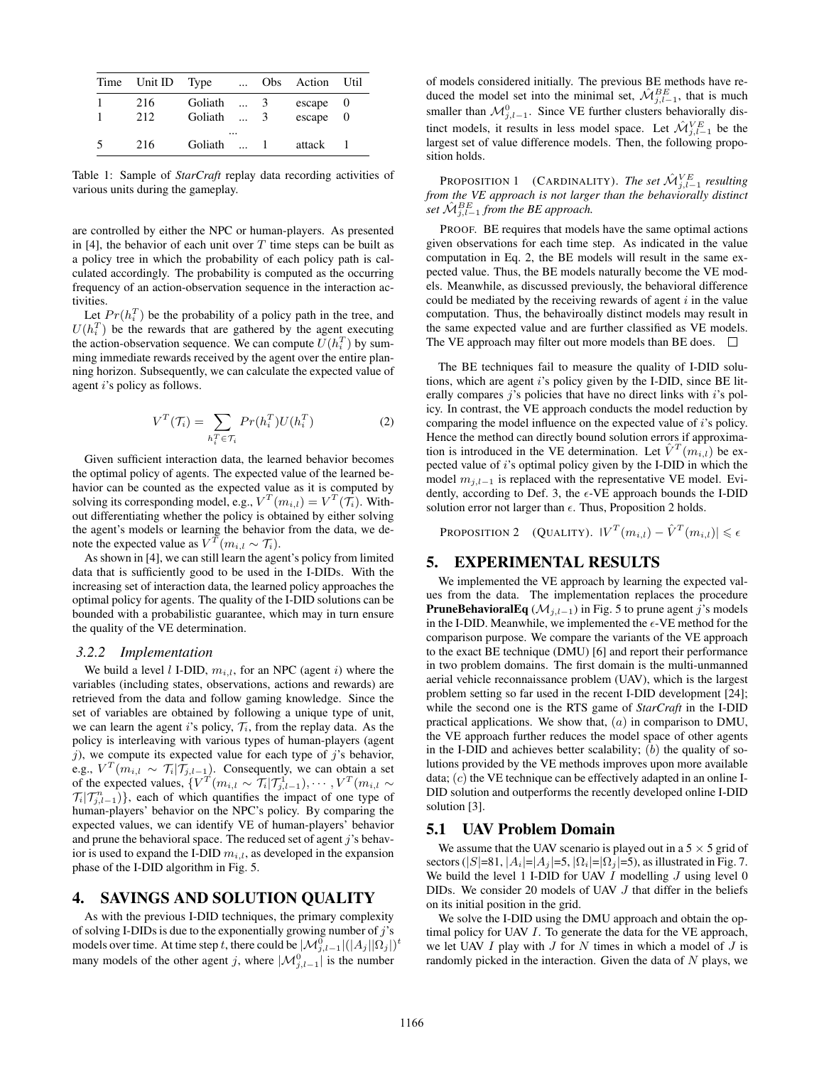| Time | Unit ID | Type | ... | Obs | Action | Util |
|---|---|---|---|---|---|---|
| 1 | 216 | Goliath | ... | 3 | escape | 0 |
| 1 | 212 | Goliath | ... | 3 | escape | 0 |
| | | | ... | | | |
| 5 | 216 | Goliath | ... | 1 | attack | 1 |

Table 1: Sample of *StarCraft* replay data recording activities of various units during the gameplay.

are controlled by either the NPC or human-players. As presented in [4], the behavior of each unit over $T$ time steps can be built as a policy tree in which the probability of each policy path is calculated accordingly. The probability is computed as the occurring frequency of an action-observation sequence in the interaction activities.

Let $Pr(h_i^T)$ be the probability of a policy path in the tree, and $U(h_i^T)$ be the rewards that are gathered by the agent executing the action-observation sequence. We can compute $U(h_i^T)$ by summing immediate rewards received by the agent over the entire planning horizon. Subsequently, we can calculate the expected value of agent $i$'s policy as follows.

$$V^T(\mathcal{T}_i) = \sum_{h_i^T \in \mathcal{T}_i} Pr(h_i^T)U(h_i^T) \qquad (2)$$

Given sufficient interaction data, the learned behavior becomes the optimal policy of agents. The expected value of the learned behavior can be counted as the expected value as it is computed by solving its corresponding model, e.g., $V^T(m_{i,l}) = V^T(\mathcal{T}_i)$. Without differentiating whether the policy is obtained by either solving the agent's models or learning the behavior from the data, we denote the expected value as $V^T(m_{i,l} \sim \mathcal{T}_i)$.

As shown in [4], we can still learn the agent's policy from limited data that is sufficiently good to be used in the I-DIDs. With the increasing set of interaction data, the learned policy approaches the optimal policy for agents. The quality of the I-DID solutions can be bounded with a probabilistic guarantee, which may in turn ensure the quality of the VE determination.

### 3.2.2 Implementation

We build a level $l$ I-DID, $m_{i,l}$, for an NPC (agent $i$) where the variables (including states, observations, actions and rewards) are retrieved from the data and follow gaming knowledge. Since the set of variables are obtained by following a unique type of unit, we can learn the agent $i$'s policy, $\mathcal{T}_i$, from the replay data. As the policy is interleaving with various types of human-players (agent $j$), we compute its expected value for each type of $j$'s behavior, e.g., $V^T(m_{i,l} \sim \mathcal{T}_i|\mathcal{T}_{j,l-1})$. Consequently, we can obtain a set of the expected values, $\{V^T(m_{i,l} \sim \mathcal{T}_i|\mathcal{T}_{j,l-1}^1), \cdots, V^T(m_{i,l} \sim \mathcal{T}_i|\mathcal{T}_{j,l-1}^n)\}$, each of which quantifies the impact of one type of human-players' behavior on the NPC's policy. By comparing the expected values, we can identify VE of human-players' behavior and prune the behavioral space. The reduced set of agent $j$'s behavior is used to expand the I-DID $m_{i,l}$, as developed in the expansion phase of the I-DID algorithm in Fig. 5.

## 4. SAVINGS AND SOLUTION QUALITY

As with the previous I-DID techniques, the primary complexity of solving I-DIDs is due to the exponentially growing number of $j$'s models over time. At time step $t$, there could be $|\mathcal{M}_{j,l-1}^0|(|A_j||\Omega_j|)^t$ many models of the other agent $j$, where $|\mathcal{M}_{j,l-1}^0|$ is the number of models considered initially. The previous BE methods have reduced the model set into the minimal set, $\hat{\mathcal{M}}_{j,l-1}^{BE}$, that is much smaller than $\mathcal{M}_{j,l-1}^0$. Since VE further clusters behaviorally distinct models, it results in less model space. Let $\hat{\mathcal{M}}_{j,l-1}^{VE}$ be the largest set of value difference models. Then, the following proposition holds.

PROPOSITION 1 (CARDINALITY). *The set $\hat{\mathcal{M}}_{j,l-1}^{VE}$ resulting from the VE approach is not larger than the behaviorally distinct set $\hat{\mathcal{M}}_{j,l-1}^{BE}$ from the BE approach.*

PROOF. BE requires that models have the same optimal actions given observations for each time step. As indicated in the value computation in Eq. 2, the BE models will result in the same expected value. Thus, the BE models naturally become the VE models. Meanwhile, as discussed previously, the behavioral difference could be mediated by the receiving rewards of agent $i$ in the value computation. Thus, the behavirolly distinct models may result in the same expected value and are further classified as VE models. The VE approach may filter out more models than BE does. □

The BE techniques fail to measure the quality of I-DID solutions, which are agent $i$'s policy given by the I-DID, since BE literally compares $j$'s policies that have no direct links with $i$'s policy. In contrast, the VE approach conducts the model reduction by comparing the model influence on the expected value of $i$'s policy. Hence the method can directly bound solution errors if approximation is introduced in the VE determination. Let $\hat{V}^T(m_{i,l})$ be expected value of $i$'s optimal policy given by the I-DID in which the model $m_{j,l-1}$ is replaced with the representative VE model. Evidently, according to Def. 3, the $\epsilon$-VE approach bounds the I-DID solution error not larger than $\epsilon$. Thus, Proposition 2 holds.

PROPOSITION 2 (QUALITY). $|V^T(m_{i,l}) - \hat{V}^T(m_{i,l})| \leqslant \epsilon$

## 5. EXPERIMENTAL RESULTS

We implemented the VE approach by learning the expected values from the data. The implementation replaces the procedure **PruneBehavioralEq** ($\mathcal{M}_{j,l-1}$) in Fig. 5 to prune agent $j$'s models in the I-DID. Meanwhile, we implemented the $\epsilon$-VE method for the comparison purpose. We compare the variants of the VE approach to the exact BE technique (DMU) [6] and report their performance in two problem domains. The first domain is the multi-unmanned aerial vehicle reconnaissance problem (UAV), which is the largest problem setting so far used in the recent I-DID development [24]; while the second one is the RTS game of *StarCraft* in the I-DID practical applications. We show that, $(a)$ in comparison to DMU, the VE approach further reduces the model space of other agents in the I-DID and achieves better scalability; $(b)$ the quality of solutions provided by the VE methods improves upon more available data; $(c)$ the VE technique can be effectively adapted in an online I-DID solution and outperforms the recently developed online I-DID solution [3].

## 5.1 UAV Problem Domain

We assume that the UAV scenario is played out in a $5 \times 5$ grid of sectors ($|S|$=81, $|A_i|$=$|A_j|$=5, $|\Omega_i|$=$|\Omega_j|$=5), as illustrated in Fig. 7. We build the level 1 I-DID for UAV $I$ modelling $J$ using level 0 DIDs. We consider 20 models of UAV $J$ that differ in the beliefs on its initial position in the grid.

We solve the I-DID using the DMU approach and obtain the optimal policy for UAV $I$. To generate the data for the VE approach, we let UAV $I$ play with $J$ for $N$ times in which a model of $J$ is randomly picked in the interaction. Given the data of $N$ plays, we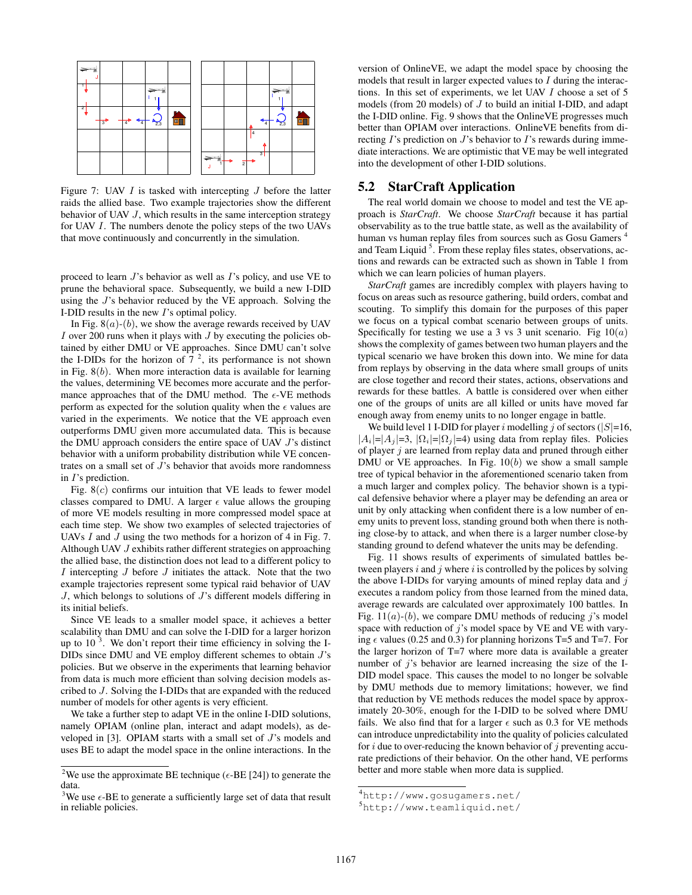Figure 7: UAV $I$ is tasked with intercepting $J$ before the latter raids the allied base. Two example trajectories show the different behavior of UAV $J$, which results in the same interception strategy for UAV $I$. The numbers denote the policy steps of the two UAVs that move continuously and concurrently in the simulation.

proceed to learn $J$'s behavior as well as $I$'s policy, and use VE to prune the behavioral space. Subsequently, we build a new I-DID using the $J$'s behavior reduced by the VE approach. Solving the I-DID results in the new $I$'s optimal policy.

In Fig. 8$(a)$-$(b)$, we show the average rewards received by UAV $I$ over 200 runs when it plays with $J$ by executing the policies obtained by either DMU or VE approaches. Since DMU can't solve the I-DIDs for the horizon of 7 [2], its performance is not shown in Fig. 8$(b)$. When more interaction data is available for learning the values, determining VE becomes more accurate and the performance approaches that of the DMU method. The $\epsilon$-VE methods perform as expected for the solution quality when the $\epsilon$ values are varied in the experiments. We notice that the VE approach even outperforms DMU given more accumulated data. This is because the DMU approach considers the entire space of UAV $J$'s distinct behavior with a uniform probability distribution while VE concentrates on a small set of $J$'s behavior that avoids more randomness in $I$'s prediction.

Fig. 8$(c)$ confirms our intuition that VE leads to fewer model classes compared to DMU. A larger $\epsilon$ value allows the grouping of more VE models resulting in more compressed model space at each time step. We show two examples of selected trajectories of UAVs $I$ and $J$ using the two methods for a horizon of 4 in Fig. 7. Although UAV $J$ exhibits rather different strategies on approaching the allied base, the distinction does not lead to a different policy to $I$ intercepting $J$ before $J$ initiates the attack. Note that the two example trajectories represent some typical raid behavior of UAV $J$, which belongs to solutions of $J$'s different models differing in its initial beliefs.

Since VE leads to a smaller model space, it achieves a better scalability than DMU and can solve the I-DID for a larger horizon up to 10 [3]. We don't report their time efficiency in solving the I-DIDs since DMU and VE employ different schemes to obtain $J$'s policies. But we observe in the experiments that learning behavior from data is much more efficient than solving decision models ascribed to $J$. Solving the I-DIDs that are expanded with the reduced number of models for other agents is very efficient.

We take a further step to adapt VE in the online I-DID solutions, namely OPIAM (online plan, interact and adapt models), as developed in [3]. OPIAM starts with a small set of $J$'s models and uses BE to adapt the model space in the online interactions. In the version of OnlineVE, we adapt the model space by choosing the models that result in larger expected values to $I$ during the interactions. In this set of experiments, we let UAV $I$ choose a set of 5 models (from 20 models) of $J$ to build an initial I-DID, and adapt the I-DID online. Fig. 9 shows that the OnlineVE progresses much better than OPIAM over interactions. OnlineVE benefits from directing $I$'s prediction on $J$'s behavior to $I$'s rewards during immediate interactions. We are optimistic that VE may be well integrated into the development of other I-DID solutions.

[2] We use the approximate BE technique ($\epsilon$-BE [24]) to generate the data.

[3] We use $\epsilon$-BE to generate a sufficiently large set of data that result in reliable policies.

## 5.2 StarCraft Application

The real world domain we choose to model and test the VE approach is *StarCraft*. We choose *StarCraft* because it has partial observability as to the true battle state, as well as the availability of human vs human replay files from sources such as Gosu Gamers [4] and Team Liquid [5]. From these replay files states, observations, actions and rewards can be extracted such as shown in Table 1 from which we can learn policies of human players.

*StarCraft* games are incredibly complex with players having to focus on areas such as resource gathering, build orders, combat and scouting. To simplify this domain for the purposes of this paper we focus on a typical combat scenario between groups of units. Specifically for testing we use a 3 vs 3 unit scenario. Fig 10$(a)$ shows the complexity of games between two human players and the typical scenario we have broken this down into. We mine for data from replays by observing in the data where small groups of units are close together and record their states, actions, observations and rewards for these battles. A battle is considered over when either one of the groups of units are all killed or units have moved far enough away from enemy units to no longer engage in battle.

We build level 1 I-DID for player $i$ modelling $j$ of sectors ($|S|$=16, $|A_i|$=$|A_j|$=3, $|\Omega_i|$=$|\Omega_j|$=4) using data from replay files. Policies of player $j$ are learned from replay data and pruned through either DMU or VE approaches. In Fig. 10$(b)$ we show a small sample tree of typical behavior in the aforementioned scenario taken from a much larger and complex policy. The behavior shown is a typical defensive behavior where a player may be defending an area or unit by only attacking when confident there is a low number of enemy units to prevent loss, standing ground both when there is nothing close-by to attack, and when there is a larger number close-by standing ground to defend whatever the units may be defending.

Fig. 11 shows results of experiments of simulated battles between players $i$ and $j$ where $i$ is controlled by the polices by solving the above I-DIDs for varying amounts of mined replay data and $j$ executes a random policy from those learned from the mined data, average rewards are calculated over approximately 100 battles. In Fig. 11$(a)$-$(b)$, we compare DMU methods of reducing $j$'s model space with reduction of $j$'s model space by VE and VE with varying $\epsilon$ values (0.25 and 0.3) for planning horizons T=5 and T=7. For the larger horizon of T=7 where more data is available a greater number of $j$'s behavior are learned increasing the size of the I-DID model space. This causes the model to no longer be solvable by DMU methods due to memory limitations; however, we find that reduction by VE methods reduces the model space by approximately 20-30%, enough for the I-DID to be solved where DMU fails. We also find that for a larger $\epsilon$ such as 0.3 for VE methods can introduce unpredictability into the quality of policies calculated for $i$ due to over-reducing the known behavior of $j$ preventing accurate predictions of their behavior. On the other hand, VE performs better and more stable when more data is supplied.

[4] http://www.gosugamers.net/

[5] http://www.teamliquid.net/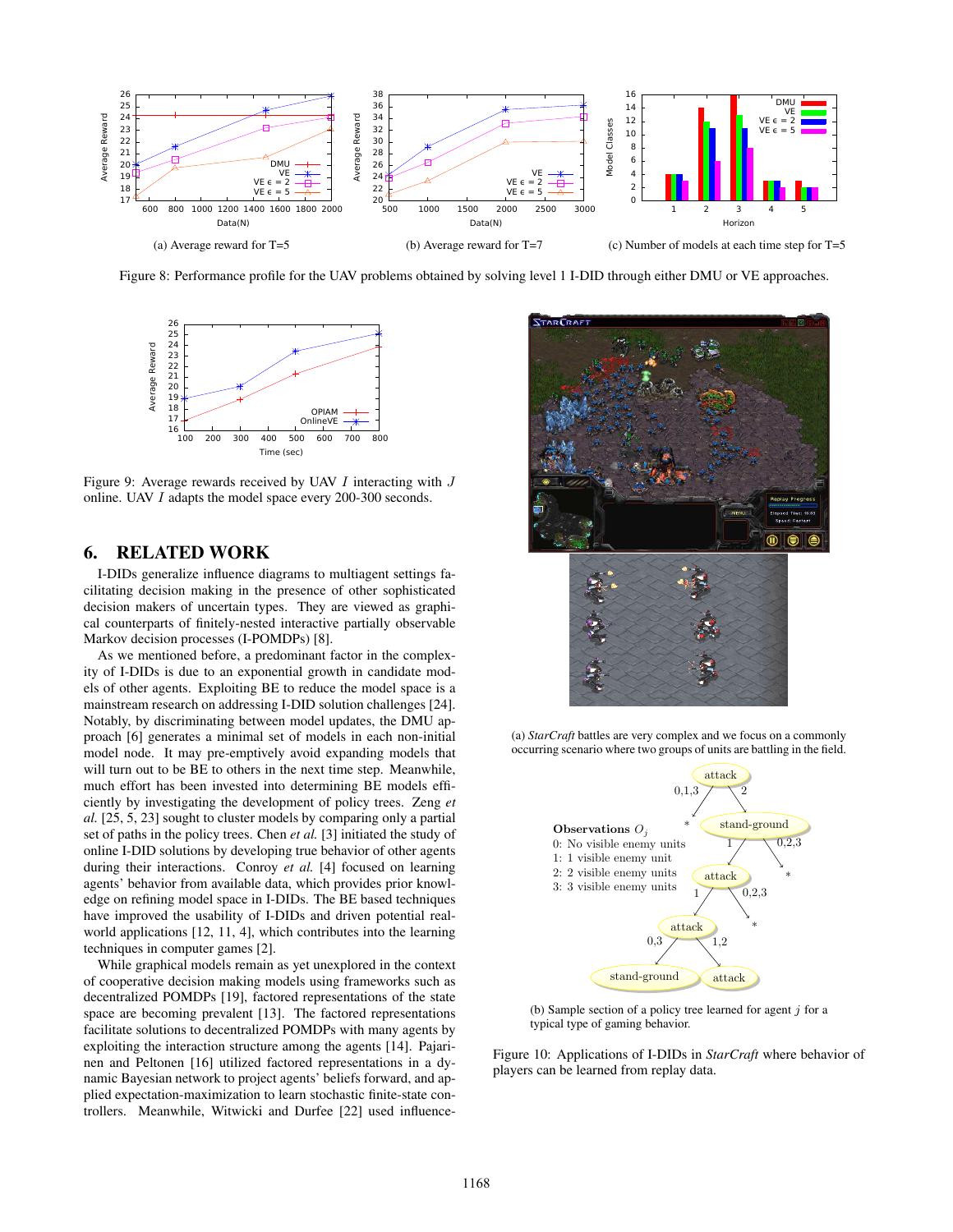(a) Average reward for T=5

(b) Average reward for T=7

(c) Number of models at each time step for T=5

Figure 8: Performance profile for the UAV problems obtained by solving level 1 I-DID through either DMU or VE approaches.

Figure 9: Average rewards received by UAV $I$ interacting with $J$ online. UAV $I$ adapts the model space every 200-300 seconds.

## 6. RELATED WORK

I-DIDs generalize influence diagrams to multiagent settings facilitating decision making in the presence of other sophisticated decision makers of uncertain types. They are viewed as graphical counterparts of finitely-nested interactive partially observable Markov decision processes (I-POMDPs) [8].

As we mentioned before, a predominant factor in the complexity of I-DIDs is due to an exponential growth in candidate models of other agents. Exploiting BE to reduce the model space is a mainstream research on addressing I-DID solution challenges [24]. Notably, by discriminating between model updates, the DMU approach [6] generates a minimal set of models in each non-initial model node. It may pre-emptively avoid expanding models that will turn out to be BE to others in the next time step. Meanwhile, much effort has been invested into determining BE models efficiently by investigating the development of policy trees. Zeng *et al.* [25, 5, 23] sought to cluster models by comparing only a partial set of paths in the policy trees. Chen *et al.* [3] initiated the study of online I-DID solutions by developing true behavior of other agents during their interactions. Conroy *et al.* [4] focused on learning agents' behavior from available data, which provides prior knowledge on refining model space in I-DIDs. The BE based techniques have improved the usability of I-DIDs and driven potential real-world applications [12, 11, 4], which contributes into the learning techniques in computer games [2].

While graphical models remain as yet unexplored in the context of cooperative decision making models using frameworks such as decentralized POMDPs [19], factored representations of the state space are becoming prevalent [13]. The factored representations facilitate solutions to decentralized POMDPs with many agents by exploiting the interaction structure among the agents [14]. Pajarinen and Peltonen [16] utilized factored representations in a dynamic Bayesian network to project agents' beliefs forward, and applied expectation-maximization to learn stochastic finite-state controllers. Meanwhile, Witwicki and Durfee [22] used influence-

(a) *StarCraft* battles are very complex and we focus on a commonly occurring scenario where two groups of units are battling in the field.

(b) Sample section of a policy tree learned for agent $j$ for a typical type of gaming behavior.

Figure 10: Applications of I-DIDs in *StarCraft* where behavior of players can be learned from replay data.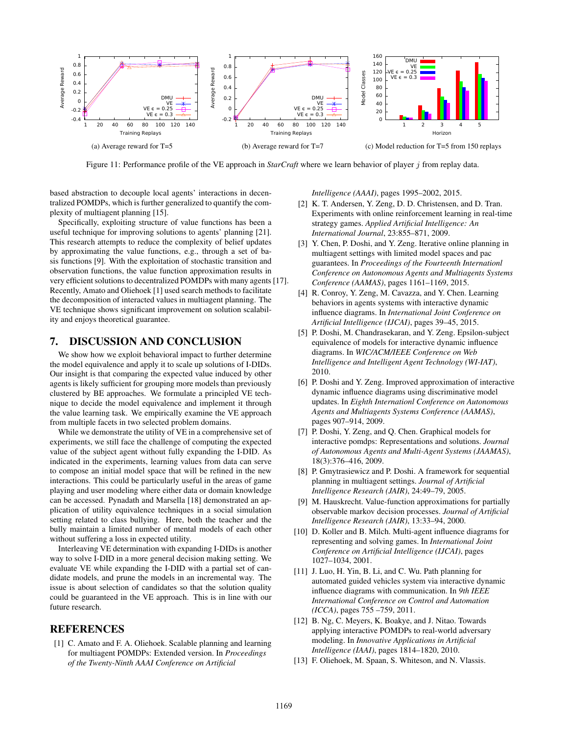(a) Average reward for T=5

(b) Average reward for T=7

(c) Model reduction for T=5 from 150 replays

Figure 11: Performance profile of the VE approach in *StarCraft* where we learn behavior of player $j$ from replay data.

based abstraction to decouple local agents' interactions in decentralized POMDPs, which is further generalized to quantify the complexity of multiagent planning [15].

Specifically, exploiting structure of value functions has been a useful technique for improving solutions to agents' planning [21]. This research attempts to reduce the complexity of belief updates by approximating the value functions, e.g., through a set of basis functions [9]. With the exploitation of stochastic transition and observation functions, the value function approximation results in very efficient solutions to decentralized POMDPs with many agents [17]. Recently, Amato and Oliehoek [1] used search methods to facilitate the decomposition of interacted values in multiagent planning. The VE technique shows significant improvement on solution scalability and enjoys theoretical guarantee.

## 7. DISCUSSION AND CONCLUSION

We show how we exploit behavioral impact to further determine the model equivalence and apply it to scale up solutions of I-DIDs. Our insight is that comparing the expected value induced by other agents is likely sufficient for grouping more models than previously clustered by BE approaches. We formulate a principled VE technique to decide the model equivalence and implement it through the value learning task. We empirically examine the VE approach from multiple facets in two selected problem domains.

While we demonstrate the utility of VE in a comprehensive set of experiments, we still face the challenge of computing the expected value of the subject agent without fully expanding the I-DID. As indicated in the experiments, learning values from data can serve to compose an initial model space that will be refined in the new interactions. This could be particularly useful in the areas of game playing and user modeling where either data or domain knowledge can be accessed. Pynadath and Marsella [18] demonstrated an application of utility equivalence techniques in a social simulation setting related to class bullying. Here, both the teacher and the bully maintain a limited number of mental models of each other without suffering a loss in expected utility.

Interleaving VE determination with expanding I-DIDs is another way to solve I-DID in a more general decision making setting. We evaluate VE while expanding the I-DID with a partial set of candidate models, and prune the models in an incremental way. The issue is about selection of candidates so that the solution quality could be guaranteed in the VE approach. This is in line with our future research.

## REFERENCES

[1] C. Amato and F. A. Oliehoek. Scalable planning and learning for multiagent POMDPs: Extended version. In *Proceedings of the Twenty-Ninth AAAI Conference on Artificial Intelligence (AAAI)*, pages 1995–2002, 2015.

[2] K. T. Andersen, Y. Zeng, D. D. Christensen, and D. Tran. Experiments with online reinforcement learning in real-time strategy games. *Applied Artificial Intelligence: An International Journal*, 23:855–871, 2009.

[3] Y. Chen, P. Doshi, and Y. Zeng. Iterative online planning in multiagent settings with limited model spaces and pac guarantees. In *Proceedings of the Fourteenth International Conference on Autonomous Agents and Multiagents Systems Conference (AAMAS)*, pages 1161–1169, 2015.

[4] R. Conroy, Y. Zeng, M. Cavazza, and Y. Chen. Learning behaviors in agents systems with interactive dynamic influence diagrams. In *International Joint Conference on Artificial Intelligence (IJCAI)*, pages 39–45, 2015.

[5] P. Doshi, M. Chandrasekaran, and Y. Zeng. Epsilon-subject equivalence of models for interactive dynamic influence diagrams. In *WIC/ACM/IEEE Conference on Web Intelligence and Intelligent Agent Technology (WI-IAT)*, 2010.

[6] P. Doshi and Y. Zeng. Improved approximation of interactive dynamic influence diagrams using discriminative model updates. In *Eighth Internationl Conference on Autonomous Agents and Multiagents Systems Conference (AAMAS)*, pages 907–914, 2009.

[7] P. Doshi, Y. Zeng, and Q. Chen. Graphical models for interactive pomdps: Representations and solutions. *Journal of Autonomous Agents and Multi-Agent Systems (JAAMAS)*, 18(3):376–416, 2009.

[8] P. Gmytrasiewicz and P. Doshi. A framework for sequential planning in multiagent settings. *Journal of Artificial Intelligence Research (JAIR)*, 24:49–79, 2005.

[9] M. Hauskrecht. Value-function approximations for partially observable markov decision processes. *Journal of Artificial Intelligence Research (JAIR)*, 13:33–94, 2000.

[10] D. Koller and B. Milch. Multi-agent influence diagrams for representing and solving games. In *International Joint Conference on Artificial Intelligence (IJCAI)*, pages 1027–1034, 2001.

[11] J. Luo, H. Yin, B. Li, and C. Wu. Path planning for automated guided vehicles system via interactive dynamic influence diagrams with communication. In *9th IEEE International Conference on Control and Automation (ICCA)*, pages 755 –759, 2011.

[12] B. Ng, C. Meyers, K. Boakye, and J. Nitao. Towards applying interactive POMDPs to real-world adversary modeling. In *Innovative Applications in Artificial Intelligence (IAAI)*, pages 1814–1820, 2010.

[13] F. Oliehoek, M. Spaan, S. Whiteson, and N. Vlassis.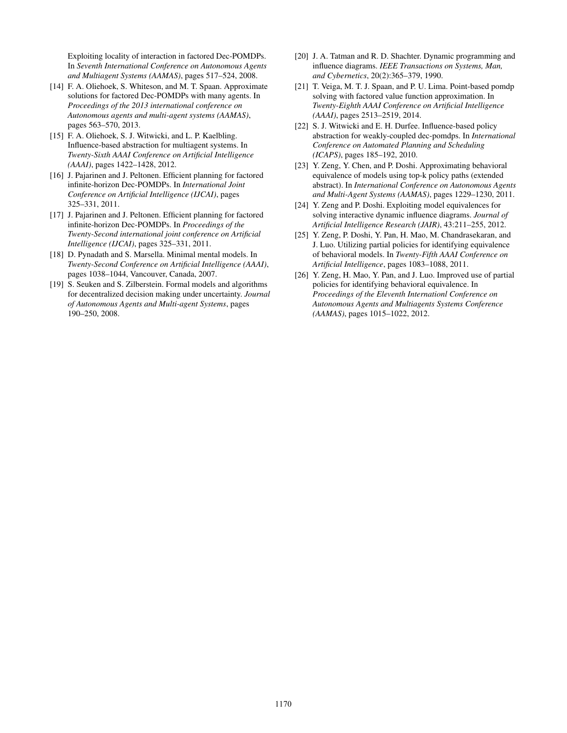Exploiting locality of interaction in factored Dec-POMDPs. In *Seventh International Conference on Autonomous Agents and Multiagent Systems (AAMAS)*, pages 517–524, 2008.

[14] F. A. Oliehoek, S. Whiteson, and M. T. Spaan. Approximate solutions for factored Dec-POMDPs with many agents. In *Proceedings of the 2013 international conference on Autonomous agents and multi-agent systems (AAMAS)*, pages 563–570, 2013.

[15] F. A. Oliehoek, S. J. Witwicki, and L. P. Kaelbling. Influence-based abstraction for multiagent systems. In *Twenty-Sixth AAAI Conference on Artificial Intelligence (AAAI)*, pages 1422–1428, 2012.

[16] J. Pajarinen and J. Peltonen. Efficient planning for factored infinite-horizon Dec-POMDPs. In *International Joint Conference on Artificial Intelligence (IJCAI)*, pages 325–331, 2011.

[17] J. Pajarinen and J. Peltonen. Efficient planning for factored infinite-horizon Dec-POMDPs. In *Proceedings of the Twenty-Second international joint conference on Artificial Intelligence (IJCAI)*, pages 325–331, 2011.

[18] D. Pynadath and S. Marsella. Minimal mental models. In *Twenty-Second Conference on Artificial Intelligence (AAAI)*, pages 1038–1044, Vancouver, Canada, 2007.

[19] S. Seuken and S. Zilberstein. Formal models and algorithms for decentralized decision making under uncertainty. *Journal of Autonomous Agents and Multi-agent Systems*, pages 190–250, 2008.

[20] J. A. Tatman and R. D. Shachter. Dynamic programming and influence diagrams. *IEEE Transactions on Systems, Man, and Cybernetics*, 20(2):365–379, 1990.

[21] T. Veiga, M. T. J. Spaan, and P. U. Lima. Point-based pomdp solving with factored value function approximation. In *Twenty-Eighth AAAI Conference on Artificial Intelligence (AAAI)*, pages 2513–2519, 2014.

[22] S. J. Witwicki and E. H. Durfee. Influence-based policy abstraction for weakly-coupled dec-pomdps. In *International Conference on Automated Planning and Scheduling (ICAPS)*, pages 185–192, 2010.

[23] Y. Zeng, Y. Chen, and P. Doshi. Approximating behavioral equivalence of models using top-k policy paths (extended abstract). In *International Conference on Autonomous Agents and Multi-Agent Systems (AAMAS)*, pages 1229–1230, 2011.

[24] Y. Zeng and P. Doshi. Exploiting model equivalences for solving interactive dynamic influence diagrams. *Journal of Artificial Intelligence Research (JAIR)*, 43:211–255, 2012.

[25] Y. Zeng, P. Doshi, Y. Pan, H. Mao, M. Chandrasekaran, and J. Luo. Utilizing partial policies for identifying equivalence of behavioral models. In *Twenty-Fifth AAAI Conference on Artificial Intelligence*, pages 1083–1088, 2011.

[26] Y. Zeng, H. Mao, Y. Pan, and J. Luo. Improved use of partial policies for identifying behavioral equivalence. In *Proceedings of the Eleventh Internationl Conference on Autonomous Agents and Multiagents Systems Conference (AAMAS)*, pages 1015–1022, 2012.